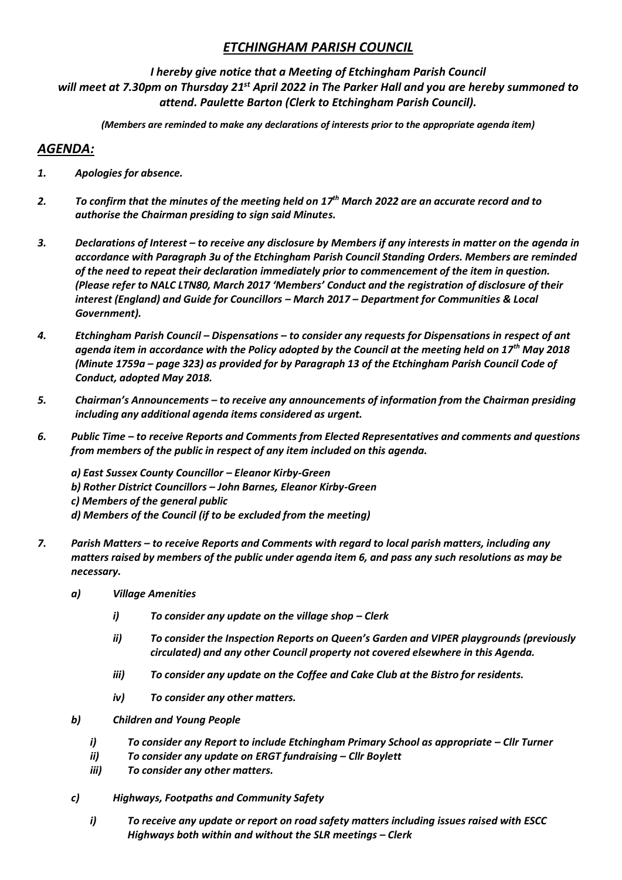# *ETCHINGHAM PARISH COUNCIL*

***I hereby give notice that a Meeting of Etchingham Parish Council will meet at 7.30pm on Thursday 21st April 2022 in The Parker Hall and you are hereby summoned to attend. Paulette Barton (Clerk to Etchingham Parish Council).***

***(Members are reminded to make any declarations of interests prior to the appropriate agenda item)***

## *AGENDA:*

1. ***Apologies for absence.***

2. ***To confirm that the minutes of the meeting held on 17th March 2022 are an accurate record and to authorise the Chairman presiding to sign said Minutes.***

3. ***Declarations of Interest – to receive any disclosure by Members if any interests in matter on the agenda in accordance with Paragraph 3u of the Etchingham Parish Council Standing Orders. Members are reminded of the need to repeat their declaration immediately prior to commencement of the item in question. (Please refer to NALC LTN80, March 2017 'Members' Conduct and the registration of disclosure of their interest (England) and Guide for Councillors – March 2017 – Department for Communities & Local Government).***

4. ***Etchingham Parish Council – Dispensations – to consider any requests for Dispensations in respect of ant agenda item in accordance with the Policy adopted by the Council at the meeting held on 17th May 2018 (Minute 1759a – page 323) as provided for by Paragraph 13 of the Etchingham Parish Council Code of Conduct, adopted May 2018.***

5. ***Chairman's Announcements – to receive any announcements of information from the Chairman presiding including any additional agenda items considered as urgent.***

6. ***Public Time – to receive Reports and Comments from Elected Representatives and comments and questions from members of the public in respect of any item included on this agenda.***

   ***a) East Sussex County Councillor – Eleanor Kirby-Green***
   ***b) Rother District Councillors – John Barnes, Eleanor Kirby-Green***
   ***c) Members of the general public***
   ***d) Members of the Council (if to be excluded from the meeting)***

7. ***Parish Matters – to receive Reports and Comments with regard to local parish matters, including any matters raised by members of the public under agenda item 6, and pass any such resolutions as may be necessary.***

   ***a) Village Amenities***

      ***i) To consider any update on the village shop – Clerk***

      ***ii) To consider the Inspection Reports on Queen's Garden and VIPER playgrounds (previously circulated) and any other Council property not covered elsewhere in this Agenda.***

      ***iii) To consider any update on the Coffee and Cake Club at the Bistro for residents.***

      ***iv) To consider any other matters.***

   ***b) Children and Young People***

      ***i) To consider any Report to include Etchingham Primary School as appropriate – Cllr Turner***
      ***ii) To consider any update on ERGT fundraising – Cllr Boylett***
      ***iii) To consider any other matters.***

   ***c) Highways, Footpaths and Community Safety***

      ***i) To receive any update or report on road safety matters including issues raised with ESCC Highways both within and without the SLR meetings – Clerk***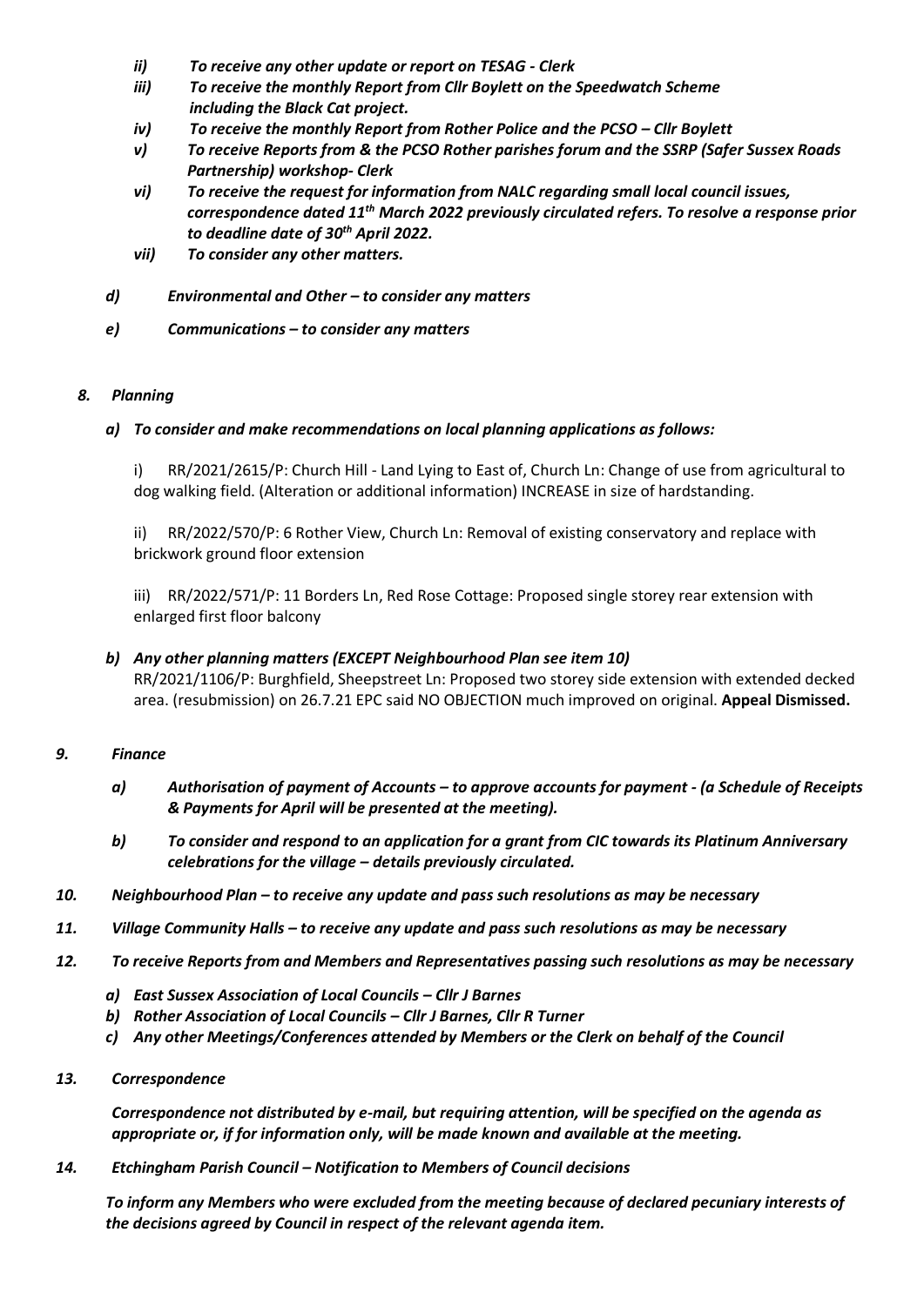- *ii) To receive any other update or report on TESAG - Clerk*
- *iii) To receive the monthly Report from Cllr Boylett on the Speedwatch Scheme including the Black Cat project.*
- *iv) To receive the monthly Report from Rother Police and the PCSO – Cllr Boylett*
- *v) To receive Reports from & the PCSO Rother parishes forum and the SSRP (Safer Sussex Roads Partnership) workshop- Clerk*
- *vi) To receive the request for information from NALC regarding small local council issues, correspondence dated 11th March 2022 previously circulated refers. To resolve a response prior to deadline date of 30th April 2022.*
- *vii) To consider any other matters.*

*d) Environmental and Other – to consider any matters*

*e) Communications – to consider any matters*

*8. Planning*

*a) To consider and make recommendations on local planning applications as follows:*

i) RR/2021/2615/P: Church Hill - Land Lying to East of, Church Ln: Change of use from agricultural to dog walking field. (Alteration or additional information) INCREASE in size of hardstanding.

ii) RR/2022/570/P: 6 Rother View, Church Ln: Removal of existing conservatory and replace with brickwork ground floor extension

iii) RR/2022/571/P: 11 Borders Ln, Red Rose Cottage: Proposed single storey rear extension with enlarged first floor balcony

*b) Any other planning matters (EXCEPT Neighbourhood Plan see item 10)*
RR/2021/1106/P: Burghfield, Sheepstreet Ln: Proposed two storey side extension with extended decked area. (resubmission) on 26.7.21 EPC said NO OBJECTION much improved on original. **Appeal Dismissed.**

*9. Finance*

*a) Authorisation of payment of Accounts – to approve accounts for payment - (a Schedule of Receipts & Payments for April will be presented at the meeting).*

*b) To consider and respond to an application for a grant from CIC towards its Platinum Anniversary celebrations for the village – details previously circulated.*

*10. Neighbourhood Plan – to receive any update and pass such resolutions as may be necessary*

*11. Village Community Halls – to receive any update and pass such resolutions as may be necessary*

*12. To receive Reports from and Members and Representatives passing such resolutions as may be necessary*

*a) East Sussex Association of Local Councils – Cllr J Barnes*
*b) Rother Association of Local Councils – Cllr J Barnes, Cllr R Turner*
*c) Any other Meetings/Conferences attended by Members or the Clerk on behalf of the Council*

*13. Correspondence*

*Correspondence not distributed by e-mail, but requiring attention, will be specified on the agenda as appropriate or, if for information only, will be made known and available at the meeting.*

*14. Etchingham Parish Council – Notification to Members of Council decisions*

*To inform any Members who were excluded from the meeting because of declared pecuniary interests of the decisions agreed by Council in respect of the relevant agenda item.*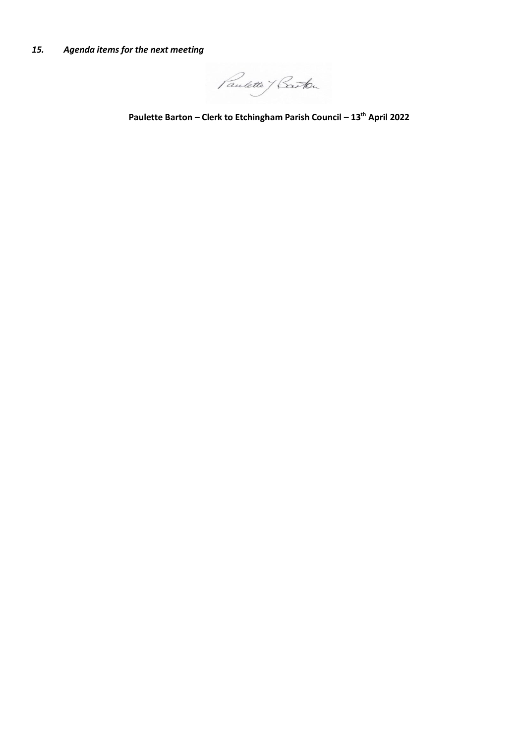***15. Agenda items for the next meeting***

**Paulette Barton – Clerk to Etchingham Parish Council – 13th April 2022**